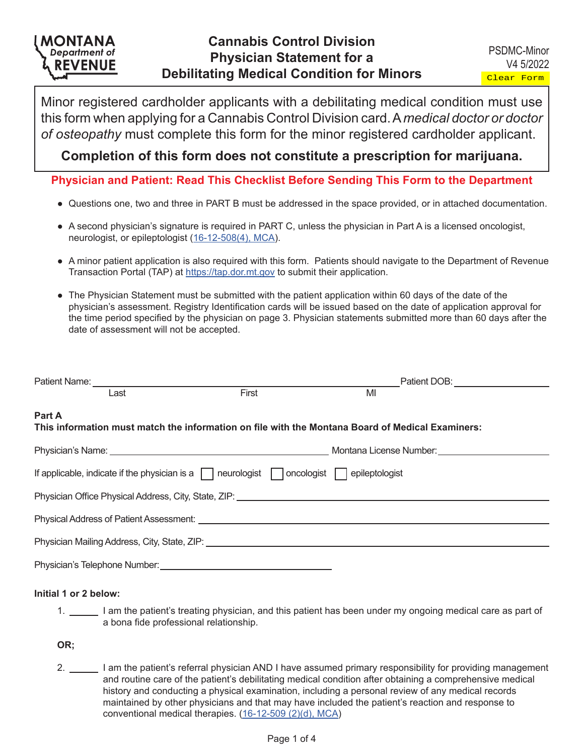MONTANA Department of REVENUE

# Cannabis Control Division
# Physician Statement for a Debilitating Medical Condition for Minors

PSDMC-Minor
V4 5/2022

Clear Form

Minor registered cardholder applicants with a debilitating medical condition must use this form when applying for a Cannabis Control Division card. A *medical doctor or doctor of osteopathy* must complete this form for the minor registered cardholder applicant.

**Completion of this form does not constitute a prescription for marijuana.**

**Physician and Patient: Read This Checklist Before Sending This Form to the Department**

- Questions one, two and three in PART B must be addressed in the space provided, or in attached documentation.
- A second physician's signature is required in PART C, unless the physician in Part A is a licensed oncologist, neurologist, or epileptologist (16-12-508(4), MCA).
- A minor patient application is also required with this form. Patients should navigate to the Department of Revenue Transaction Portal (TAP) at https://tap.dor.mt.gov to submit their application.
- The Physician Statement must be submitted with the patient application within 60 days of the date of the physician's assessment. Registry Identification cards will be issued based on the date of application approval for the time period specified by the physician on page 3. Physician statements submitted more than 60 days after the date of assessment will not be accepted.

Patient Name: ______________________ (Last) ______________________ (First) ______ (MI) Patient DOB: ______________

**Part A**

**This information must match the information on file with the Montana Board of Medical Examiners:**

Physician's Name: ______________________ Montana License Number: ______________________

If applicable, indicate if the physician is a ☐ neurologist ☐ oncologist ☐ epileptologist

Physician Office Physical Address, City, State, ZIP: ______________________

Physical Address of Patient Assessment: ______________________

Physician Mailing Address, City, State, ZIP: ______________________

Physician's Telephone Number: ______________________

**Initial 1 or 2 below:**

1. ______ I am the patient's treating physician, and this patient has been under my ongoing medical care as part of a bona fide professional relationship.

**OR;**

2. ______ I am the patient's referral physician AND I have assumed primary responsibility for providing management and routine care of the patient's debilitating medical condition after obtaining a comprehensive medical history and conducting a physical examination, including a personal review of any medical records maintained by other physicians and that may have included the patient's reaction and response to conventional medical therapies. (16-12-509 (2)(d), MCA)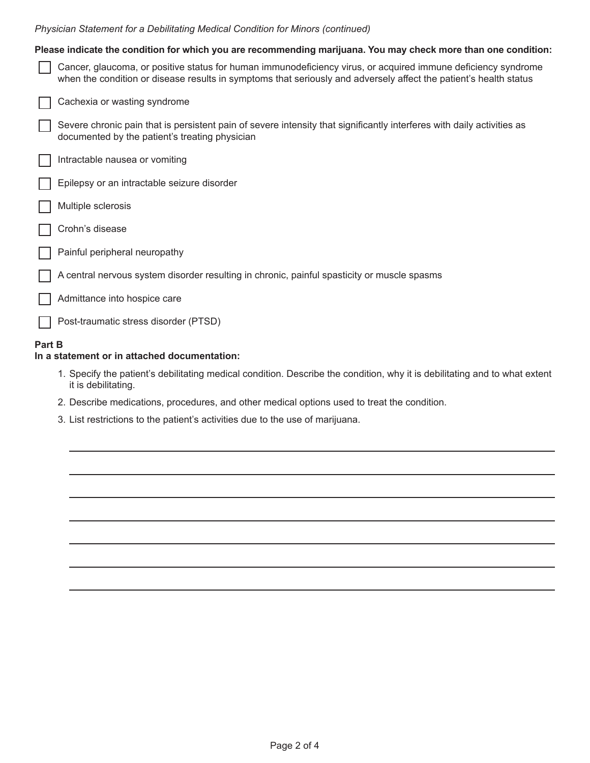*Physician Statement for a Debilitating Medical Condition for Minors (continued)*

**Please indicate the condition for which you are recommending marijuana. You may check more than one condition:**

- ☐ Cancer, glaucoma, or positive status for human immunodeficiency virus, or acquired immune deficiency syndrome when the condition or disease results in symptoms that seriously and adversely affect the patient's health status
- ☐ Cachexia or wasting syndrome
- ☐ Severe chronic pain that is persistent pain of severe intensity that significantly interferes with daily activities as documented by the patient's treating physician
- ☐ Intractable nausea or vomiting
- ☐ Epilepsy or an intractable seizure disorder
- ☐ Multiple sclerosis
- ☐ Crohn's disease
- ☐ Painful peripheral neuropathy
- ☐ A central nervous system disorder resulting in chronic, painful spasticity or muscle spasms
- ☐ Admittance into hospice care
- ☐ Post-traumatic stress disorder (PTSD)

**Part B**
**In a statement or in attached documentation:**

1. Specify the patient's debilitating medical condition. Describe the condition, why it is debilitating and to what extent it is debilitating.
2. Describe medications, procedures, and other medical options used to treat the condition.
3. List restrictions to the patient's activities due to the use of marijuana.

______________________________________________________________________

______________________________________________________________________

______________________________________________________________________

______________________________________________________________________

______________________________________________________________________

______________________________________________________________________

______________________________________________________________________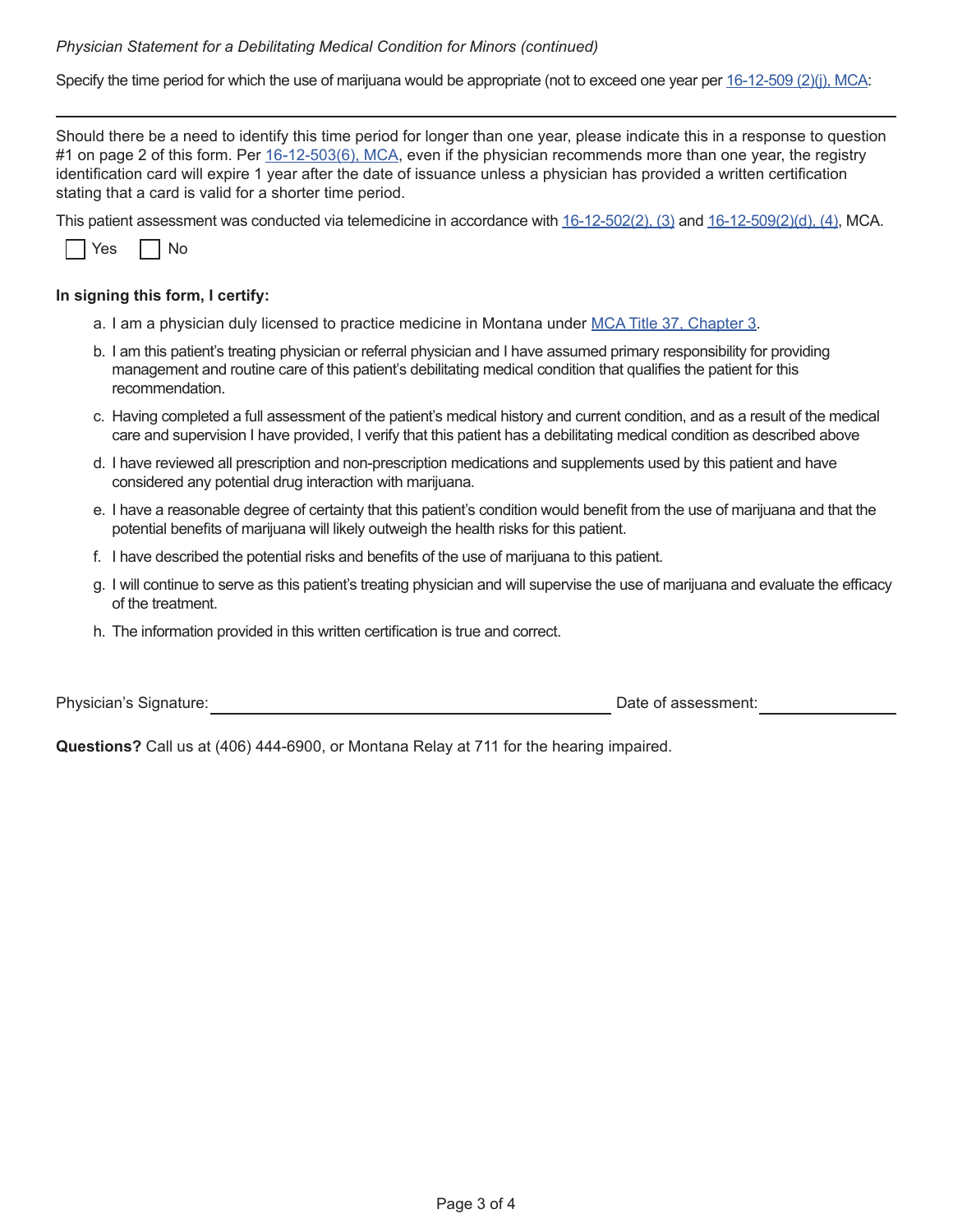*Physician Statement for a Debilitating Medical Condition for Minors (continued)*

Specify the time period for which the use of marijuana would be appropriate (not to exceed one year per 16-12-509 (2)(j), MCA:

\_\_\_\_\_\_\_\_\_\_\_\_\_\_\_\_\_\_\_\_\_\_\_\_\_\_\_\_\_\_\_\_\_\_\_\_\_\_\_\_\_\_\_\_\_\_\_\_\_\_\_\_\_\_\_\_\_\_

Should there be a need to identify this time period for longer than one year, please indicate this in a response to question #1 on page 2 of this form. Per 16-12-503(6), MCA, even if the physician recommends more than one year, the registry identification card will expire 1 year after the date of issuance unless a physician has provided a written certification stating that a card is valid for a shorter time period.

This patient assessment was conducted via telemedicine in accordance with 16-12-502(2), (3) and 16-12-509(2)(d), (4), MCA.

☐ Yes ☐ No

**In signing this form, I certify:**

a. I am a physician duly licensed to practice medicine in Montana under MCA Title 37, Chapter 3.
b. I am this patient's treating physician or referral physician and I have assumed primary responsibility for providing management and routine care of this patient's debilitating medical condition that qualifies the patient for this recommendation.
c. Having completed a full assessment of the patient's medical history and current condition, and as a result of the medical care and supervision I have provided, I verify that this patient has a debilitating medical condition as described above
d. I have reviewed all prescription and non-prescription medications and supplements used by this patient and have considered any potential drug interaction with marijuana.
e. I have a reasonable degree of certainty that this patient's condition would benefit from the use of marijuana and that the potential benefits of marijuana will likely outweigh the health risks for this patient.
f. I have described the potential risks and benefits of the use of marijuana to this patient.
g. I will continue to serve as this patient's treating physician and will supervise the use of marijuana and evaluate the efficacy of the treatment.
h. The information provided in this written certification is true and correct.

Physician's Signature: \_\_\_\_\_\_\_\_\_\_\_\_\_\_\_\_\_\_\_\_\_\_\_\_\_\_\_\_\_\_ Date of assessment: \_\_\_\_\_\_\_\_\_\_\_\_\_\_

**Questions?** Call us at (406) 444-6900, or Montana Relay at 711 for the hearing impaired.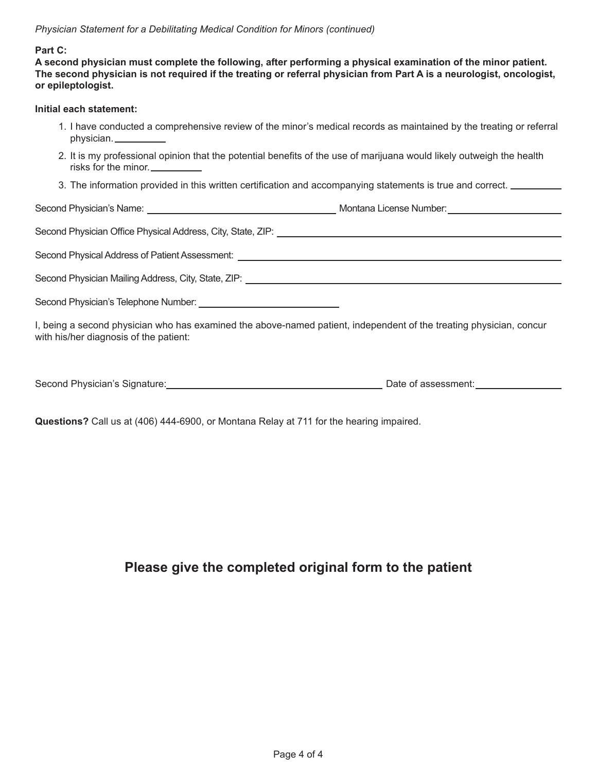*Physician Statement for a Debilitating Medical Condition for Minors (continued)*

**Part C:**

**A second physician must complete the following, after performing a physical examination of the minor patient. The second physician is not required if the treating or referral physician from Part A is a neurologist, oncologist, or epileptologist.**

**Initial each statement:**

1. I have conducted a comprehensive review of the minor's medical records as maintained by the treating or referral physician. __________
2. It is my professional opinion that the potential benefits of the use of marijuana would likely outweigh the health risks for the minor. __________
3. The information provided in this written certification and accompanying statements is true and correct. __________

Second Physician's Name: ____________________ Montana License Number: ____________________

Second Physician Office Physical Address, City, State, ZIP: ____________________

Second Physical Address of Patient Assessment: ____________________

Second Physician Mailing Address, City, State, ZIP: ____________________

Second Physician's Telephone Number: ____________________

I, being a second physician who has examined the above-named patient, independent of the treating physician, concur with his/her diagnosis of the patient:

Second Physician's Signature: ____________________ Date of assessment: ____________________

**Questions?** Call us at (406) 444-6900, or Montana Relay at 711 for the hearing impaired.

## Please give the completed original form to the patient